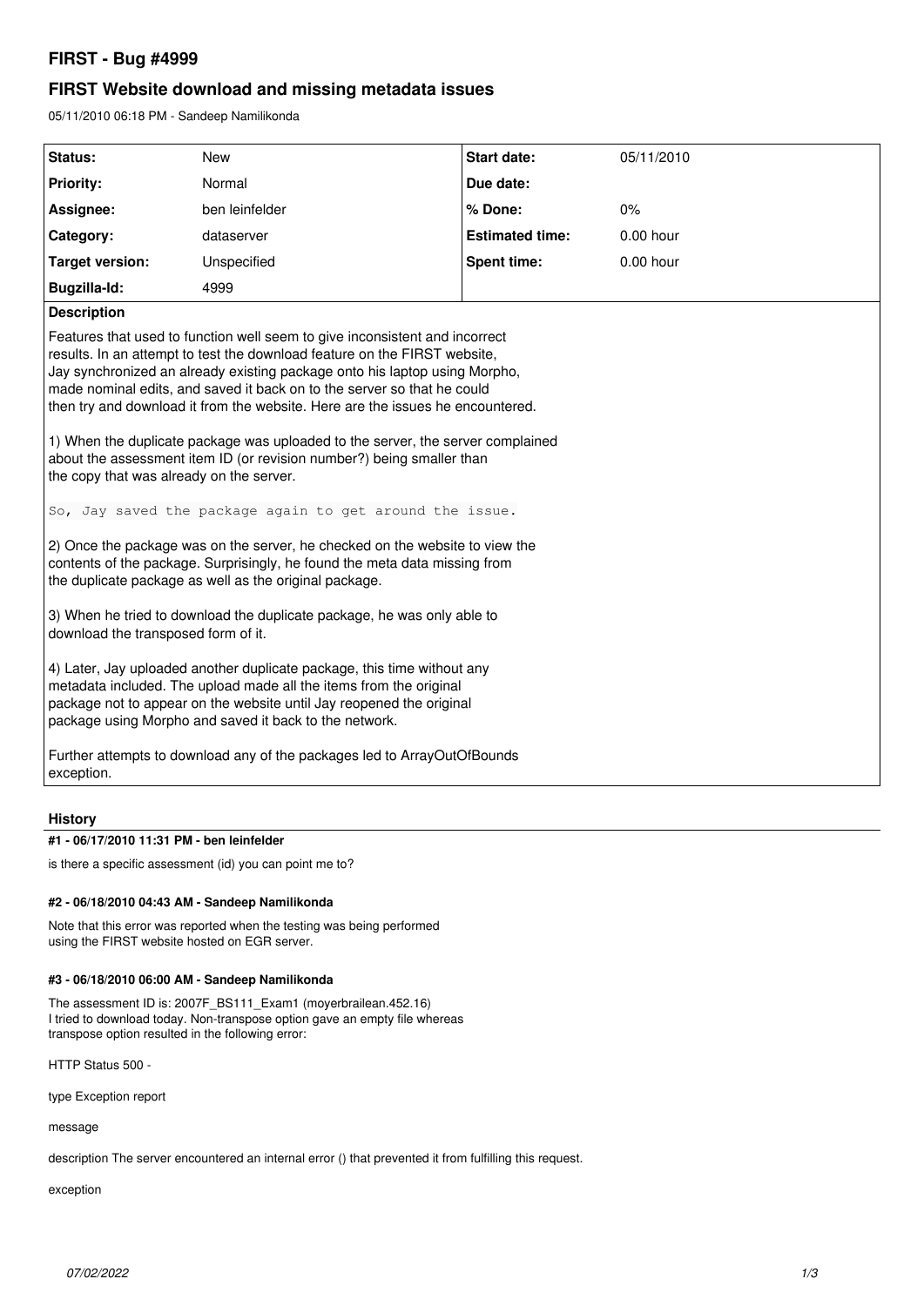# FIRST - Bug #4999

## FIRST Website download and missing metadata issues

05/11/2010 06:18 PM - Sandeep Namilikonda

| Status: | New | Start date: | 05/11/2010 |
|---|---|---|---|
| Priority: | Normal | Due date: | |
| Assignee: | ben leinfelder | % Done: | 0% |
| Category: | dataserver | Estimated time: | 0.00 hour |
| Target version: | Unspecified | Spent time: | 0.00 hour |
| Bugzilla-Id: | 4999 | | |

**Description**

Features that used to function well seem to give inconsistent and incorrect results. In an attempt to test the download feature on the FIRST website, Jay synchronized an already existing package onto his laptop using Morpho, made nominal edits, and saved it back on to the server so that he could then try and download it from the website. Here are the issues he encountered.

1) When the duplicate package was uploaded to the server, the server complained about the assessment item ID (or revision number?) being smaller than the copy that was already on the server.

```
So, Jay saved the package again to get around the issue.
```

2) Once the package was on the server, he checked on the website to view the contents of the package. Surprisingly, he found the meta data missing from the duplicate package as well as the original package.

3) When he tried to download the duplicate package, he was only able to download the transposed form of it.

4) Later, Jay uploaded another duplicate package, this time without any metadata included. The upload made all the items from the original package not to appear on the website until Jay reopened the original package using Morpho and saved it back to the network.

Further attempts to download any of the packages led to ArrayOutOfBounds exception.

### History

#### #1 - 06/17/2010 11:31 PM - ben leinfelder

is there a specific assessment (id) you can point me to?

#### #2 - 06/18/2010 04:43 AM - Sandeep Namilikonda

Note that this error was reported when the testing was being performed using the FIRST website hosted on EGR server.

#### #3 - 06/18/2010 06:00 AM - Sandeep Namilikonda

The assessment ID is: 2007F_BS111_Exam1 (moyerbrailean.452.16)
I tried to download today. Non-transpose option gave an empty file whereas transpose option resulted in the following error:

HTTP Status 500 -

type Exception report

message

description The server encountered an internal error () that prevented it from fulfilling this request.

exception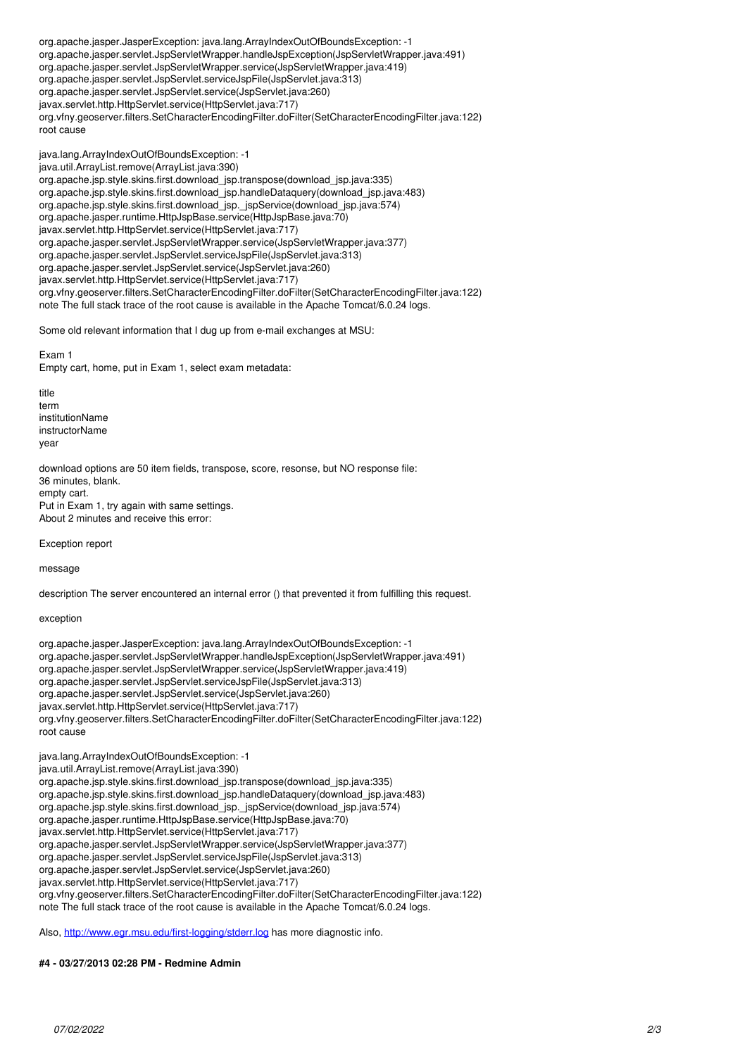```
org.apache.jasper.JasperException: java.lang.ArrayIndexOutOfBoundsException: -1
org.apache.jasper.servlet.JspServletWrapper.handleJspException(JspServletWrapper.java:491)
org.apache.jasper.servlet.JspServletWrapper.service(JspServletWrapper.java:419)
org.apache.jasper.servlet.JspServlet.serviceJspFile(JspServlet.java:313)
org.apache.jasper.servlet.JspServlet.service(JspServlet.java:260)
javax.servlet.http.HttpServlet.service(HttpServlet.java:717)
org.vfny.geoserver.filters.SetCharacterEncodingFilter.doFilter(SetCharacterEncodingFilter.java:122)
root cause

java.lang.ArrayIndexOutOfBoundsException: -1
java.util.ArrayList.remove(ArrayList.java:390)
org.apache.jsp.style.skins.first.download_jsp.transpose(download_jsp.java:335)
org.apache.jsp.style.skins.first.download_jsp.handleDataquery(download_jsp.java:483)
org.apache.jsp.style.skins.first.download_jsp._jspService(download_jsp.java:574)
org.apache.jasper.runtime.HttpJspBase.service(HttpJspBase.java:70)
javax.servlet.http.HttpServlet.service(HttpServlet.java:717)
org.apache.jasper.servlet.JspServletWrapper.service(JspServletWrapper.java:377)
org.apache.jasper.servlet.JspServlet.serviceJspFile(JspServlet.java:313)
org.apache.jasper.servlet.JspServlet.service(JspServlet.java:260)
javax.servlet.http.HttpServlet.service(HttpServlet.java:717)
org.vfny.geoserver.filters.SetCharacterEncodingFilter.doFilter(SetCharacterEncodingFilter.java:122)
note The full stack trace of the root cause is available in the Apache Tomcat/6.0.24 logs.
```

Some old relevant information that I dug up from e-mail exchanges at MSU:

Exam 1
Empty cart, home, put in Exam 1, select exam metadata:

title
term
institutionName
instructorName
year

download options are 50 item fields, transpose, score, resonse, but NO response file:
36 minutes, blank.
empty cart.
Put in Exam 1, try again with same settings.
About 2 minutes and receive this error:

Exception report

message

description The server encountered an internal error () that prevented it from fulfilling this request.

exception

```
org.apache.jasper.JasperException: java.lang.ArrayIndexOutOfBoundsException: -1
org.apache.jasper.servlet.JspServletWrapper.handleJspException(JspServletWrapper.java:491)
org.apache.jasper.servlet.JspServletWrapper.service(JspServletWrapper.java:419)
org.apache.jasper.servlet.JspServlet.serviceJspFile(JspServlet.java:313)
org.apache.jasper.servlet.JspServlet.service(JspServlet.java:260)
javax.servlet.http.HttpServlet.service(HttpServlet.java:717)
org.vfny.geoserver.filters.SetCharacterEncodingFilter.doFilter(SetCharacterEncodingFilter.java:122)
root cause

java.lang.ArrayIndexOutOfBoundsException: -1
java.util.ArrayList.remove(ArrayList.java:390)
org.apache.jsp.style.skins.first.download_jsp.transpose(download_jsp.java:335)
org.apache.jsp.style.skins.first.download_jsp.handleDataquery(download_jsp.java:483)
org.apache.jsp.style.skins.first.download_jsp._jspService(download_jsp.java:574)
org.apache.jasper.runtime.HttpJspBase.service(HttpJspBase.java:70)
javax.servlet.http.HttpServlet.service(HttpServlet.java:717)
org.apache.jasper.servlet.JspServletWrapper.service(JspServletWrapper.java:377)
org.apache.jasper.servlet.JspServlet.serviceJspFile(JspServlet.java:313)
org.apache.jasper.servlet.JspServlet.service(JspServlet.java:260)
javax.servlet.http.HttpServlet.service(HttpServlet.java:717)
org.vfny.geoserver.filters.SetCharacterEncodingFilter.doFilter(SetCharacterEncodingFilter.java:122)
note The full stack trace of the root cause is available in the Apache Tomcat/6.0.24 logs.
```

Also, http://www.egr.msu.edu/first-logging/stderr.log has more diagnostic info.

**#4 - 03/27/2013 02:28 PM - Redmine Admin**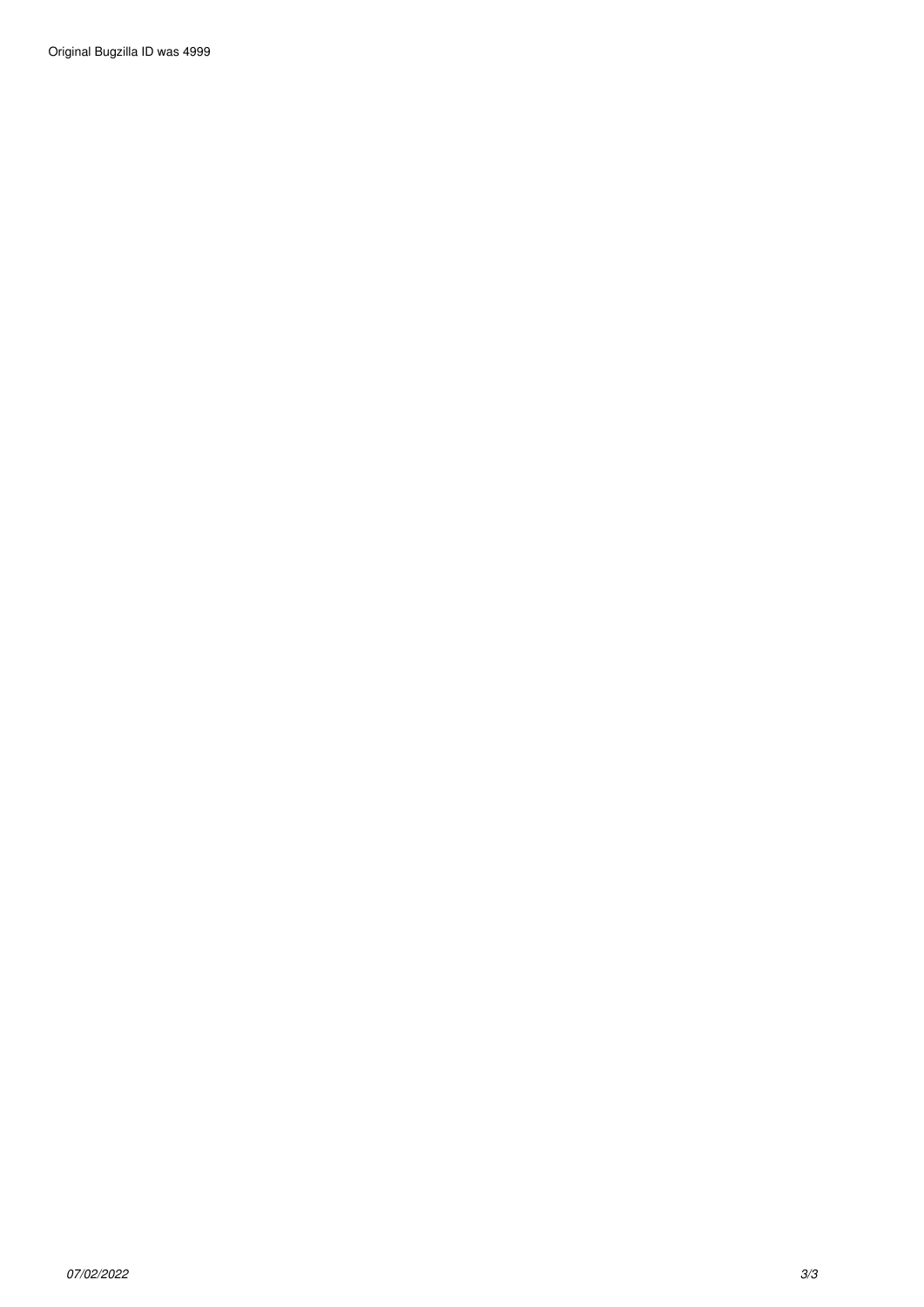Original Bugzilla ID was 4999